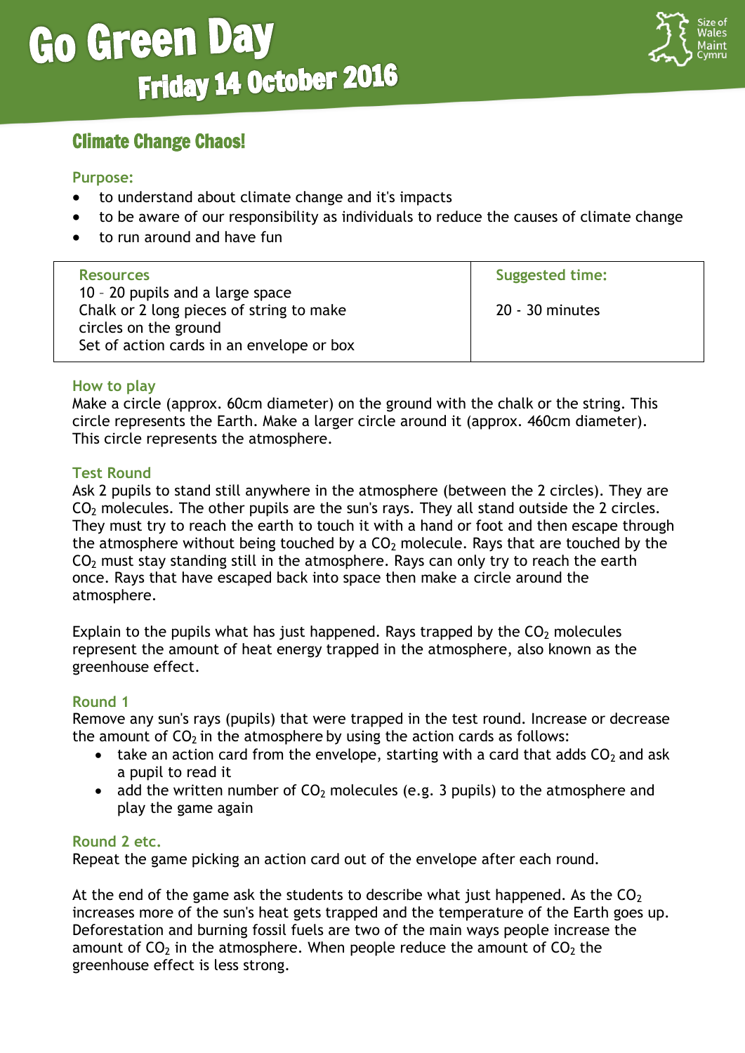# Go Green Day
## Friday 14 October 2016

Size of Wales
Maint Cymru

## Climate Change Chaos!

### Purpose:

- to understand about climate change and it's impacts
- to be aware of our responsibility as individuals to reduce the causes of climate change
- to run around and have fun

| Resources | Suggested time: |
| --- | --- |
| 10 – 20 pupils and a large space<br>Chalk or 2 long pieces of string to make circles on the ground<br>Set of action cards in an envelope or box | 20 - 30 minutes |

### How to play

Make a circle (approx. 60cm diameter) on the ground with the chalk or the string. This circle represents the Earth. Make a larger circle around it (approx. 460cm diameter). This circle represents the atmosphere.

### Test Round

Ask 2 pupils to stand still anywhere in the atmosphere (between the 2 circles). They are $CO_2$ molecules. The other pupils are the sun's rays. They all stand outside the 2 circles. They must try to reach the earth to touch it with a hand or foot and then escape through the atmosphere without being touched by a $CO_2$ molecule. Rays that are touched by the $CO_2$ must stay standing still in the atmosphere. Rays can only try to reach the earth once. Rays that have escaped back into space then make a circle around the atmosphere.

Explain to the pupils what has just happened. Rays trapped by the $CO_2$ molecules represent the amount of heat energy trapped in the atmosphere, also known as the greenhouse effect.

### Round 1

Remove any sun's rays (pupils) that were trapped in the test round. Increase or decrease the amount of $CO_2$ in the atmosphere by using the action cards as follows:

- take an action card from the envelope, starting with a card that adds $CO_2$ and ask a pupil to read it
- add the written number of $CO_2$ molecules (e.g. 3 pupils) to the atmosphere and play the game again

### Round 2 etc.

Repeat the game picking an action card out of the envelope after each round.

At the end of the game ask the students to describe what just happened. As the $CO_2$ increases more of the sun's heat gets trapped and the temperature of the Earth goes up. Deforestation and burning fossil fuels are two of the main ways people increase the amount of $CO_2$ in the atmosphere. When people reduce the amount of $CO_2$ the greenhouse effect is less strong.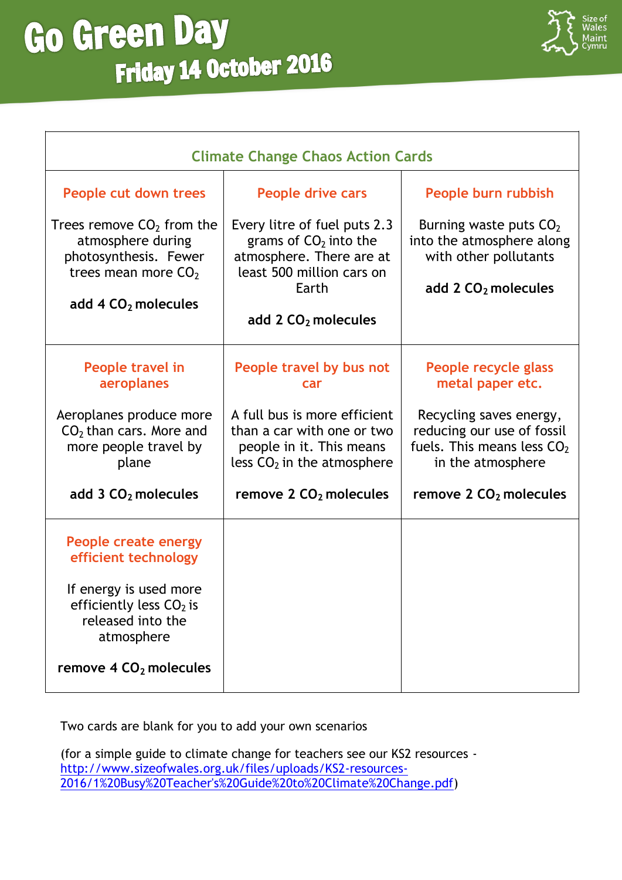# Go Green Day
## Friday 14 October 2016

Size of Wales Maint Cymru

| Climate Change Chaos Action Cards | | |
|---|---|---|
| **People cut down trees**<br><br>Trees remove $CO_2$ from the atmosphere during photosynthesis. Fewer trees mean more $CO_2$<br><br>**add 4 $CO_2$ molecules** | **People drive cars**<br><br>Every litre of fuel puts 2.3 grams of $CO_2$ into the atmosphere. There are at least 500 million cars on Earth<br><br>**add 2 $CO_2$ molecules** | **People burn rubbish**<br><br>Burning waste puts $CO_2$ into the atmosphere along with other pollutants<br><br>**add 2 $CO_2$ molecules** |
| **People travel in aeroplanes**<br><br>Aeroplanes produce more $CO_2$ than cars. More and more people travel by plane<br><br>**add 3 $CO_2$ molecules** | **People travel by bus not car**<br><br>A full bus is more efficient than a car with one or two people in it. This means less $CO_2$ in the atmosphere<br><br>**remove 2 $CO_2$ molecules** | **People recycle glass metal paper etc.**<br><br>Recycling saves energy, reducing our use of fossil fuels. This means less $CO_2$ in the atmosphere<br><br>**remove 2 $CO_2$ molecules** |
| **People create energy efficient technology**<br><br>If energy is used more efficiently less $CO_2$ is released into the atmosphere<br><br>**remove 4 $CO_2$ molecules** | | |

Two cards are blank for you to add your own scenarios

(for a simple guide to climate change for teachers see our KS2 resources - http://www.sizeofwales.org.uk/files/uploads/KS2-resources-2016/1%20Busy%20Teacher's%20Guide%20to%20Climate%20Change.pdf)